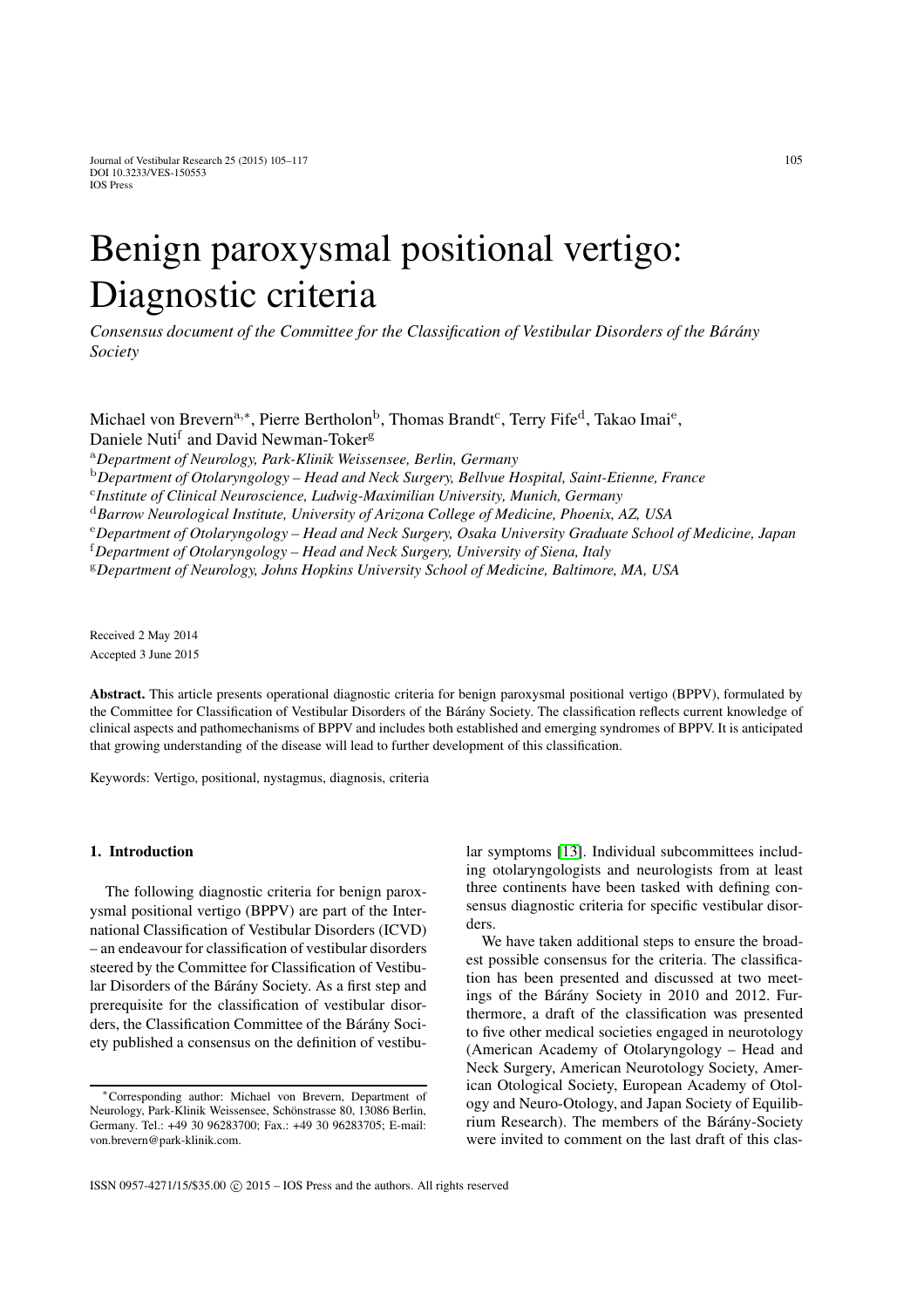# Benign paroxysmal positional vertigo: Diagnostic criteria

*Consensus document of the Committee for the Classification of Vestibular Disorders of the Bárány Society*

Michael von Brevern[a,*], Pierre Bertholon[b], Thomas Brandt[c], Terry Fife[d], Takao Imai[e], Daniele Nuti[f] and David Newman-Toker[g]

[a]*Department of Neurology, Park-Klinik Weissensee, Berlin, Germany*
[b]*Department of Otolaryngology – Head and Neck Surgery, Bellvue Hospital, Saint-Etienne, France*
[c]*Institute of Clinical Neuroscience, Ludwig-Maximilian University, Munich, Germany*
[d]*Barrow Neurological Institute, University of Arizona College of Medicine, Phoenix, AZ, USA*
[e]*Department of Otolaryngology – Head and Neck Surgery, Osaka University Graduate School of Medicine, Japan*
[f]*Department of Otolaryngology – Head and Neck Surgery, University of Siena, Italy*
[g]*Department of Neurology, Johns Hopkins University School of Medicine, Baltimore, MA, USA*

Received 2 May 2014
Accepted 3 June 2015

**Abstract.** This article presents operational diagnostic criteria for benign paroxysmal positional vertigo (BPPV), formulated by the Committee for Classification of Vestibular Disorders of the Bárány Society. The classification reflects current knowledge of clinical aspects and pathomechanisms of BPPV and includes both established and emerging syndromes of BPPV. It is anticipated that growing understanding of the disease will lead to further development of this classification.

Keywords: Vertigo, positional, nystagmus, diagnosis, criteria

## 1. Introduction

The following diagnostic criteria for benign paroxysmal positional vertigo (BPPV) are part of the International Classification of Vestibular Disorders (ICVD) – an endeavour for classification of vestibular disorders steered by the Committee for Classification of Vestibular Disorders of the Bárány Society. As a first step and prerequisite for the classification of vestibular disorders, the Classification Committee of the Bárány Society published a consensus on the definition of vestibular symptoms [13]. Individual subcommittees including otolaryngologists and neurologists from at least three continents have been tasked with defining consensus diagnostic criteria for specific vestibular disorders.

We have taken additional steps to ensure the broadest possible consensus for the criteria. The classification has been presented and discussed at two meetings of the Bárány Society in 2010 and 2012. Furthermore, a draft of the classification was presented to five other medical societies engaged in neurotology (American Academy of Otolaryngology – Head and Neck Surgery, American Neurotology Society, American Otological Society, European Academy of Otology and Neuro-Otology, and Japan Society of Equilibrium Research). The members of the Bárány-Society were invited to comment on the last draft of this clas-

*Corresponding author: Michael von Brevern, Department of Neurology, Park-Klinik Weissensee, Schönstrasse 80, 13086 Berlin, Germany. Tel.: +49 30 96283700; Fax.: +49 30 96283705; E-mail: von.brevern@park-klinik.com.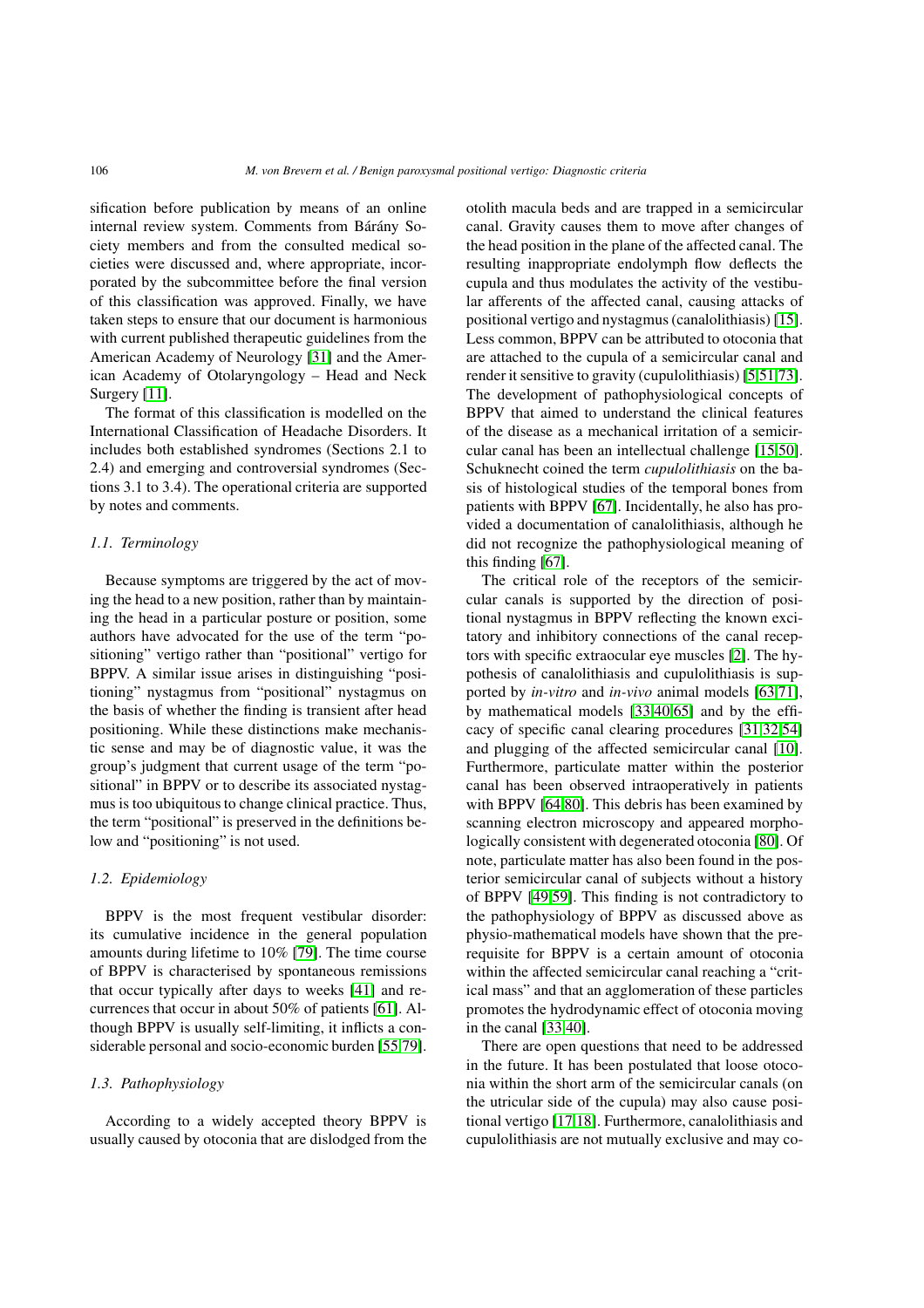sification before publication by means of an online internal review system. Comments from Bárány Society members and from the consulted medical societies were discussed and, where appropriate, incorporated by the subcommittee before the final version of this classification was approved. Finally, we have taken steps to ensure that our document is harmonious with current published therapeutic guidelines from the American Academy of Neurology [31] and the American Academy of Otolaryngology – Head and Neck Surgery [11].

The format of this classification is modelled on the International Classification of Headache Disorders. It includes both established syndromes (Sections 2.1 to 2.4) and emerging and controversial syndromes (Sections 3.1 to 3.4). The operational criteria are supported by notes and comments.

### *1.1. Terminology*

Because symptoms are triggered by the act of moving the head to a new position, rather than by maintaining the head in a particular posture or position, some authors have advocated for the use of the term "positioning" vertigo rather than "positional" vertigo for BPPV. A similar issue arises in distinguishing "positioning" nystagmus from "positional" nystagmus on the basis of whether the finding is transient after head positioning. While these distinctions make mechanistic sense and may be of diagnostic value, it was the group's judgment that current usage of the term "positional" in BPPV or to describe its associated nystagmus is too ubiquitous to change clinical practice. Thus, the term "positional" is preserved in the definitions below and "positioning" is not used.

### *1.2. Epidemiology*

BPPV is the most frequent vestibular disorder: its cumulative incidence in the general population amounts during lifetime to 10% [79]. The time course of BPPV is characterised by spontaneous remissions that occur typically after days to weeks [41] and recurrences that occur in about 50% of patients [61]. Although BPPV is usually self-limiting, it inflicts a considerable personal and socio-economic burden [55,79].

### *1.3. Pathophysiology*

According to a widely accepted theory BPPV is usually caused by otoconia that are dislodged from the otolith macula beds and are trapped in a semicircular canal. Gravity causes them to move after changes of the head position in the plane of the affected canal. The resulting inappropriate endolymph flow deflects the cupula and thus modulates the activity of the vestibular afferents of the affected canal, causing attacks of positional vertigo and nystagmus (canalolithiasis) [15]. Less common, BPPV can be attributed to otoconia that are attached to the cupula of a semicircular canal and render it sensitive to gravity (cupulolithiasis) [5,51,73]. The development of pathophysiological concepts of BPPV that aimed to understand the clinical features of the disease as a mechanical irritation of a semicircular canal has been an intellectual challenge [15,50]. Schuknecht coined the term *cupulolithiasis* on the basis of histological studies of the temporal bones from patients with BPPV [67]. Incidentally, he also has provided a documentation of canalolithiasis, although he did not recognize the pathophysiological meaning of this finding [67].

The critical role of the receptors of the semicircular canals is supported by the direction of positional nystagmus in BPPV reflecting the known excitatory and inhibitory connections of the canal receptors with specific extraocular eye muscles [2]. The hypothesis of canalolithiasis and cupulolithiasis is supported by *in-vitro* and *in-vivo* animal models [63,71], by mathematical models [33,40,65] and by the efficacy of specific canal clearing procedures [31,32,54] and plugging of the affected semicircular canal [10]. Furthermore, particulate matter within the posterior canal has been observed intraoperatively in patients with BPPV [64,80]. This debris has been examined by scanning electron microscopy and appeared morphologically consistent with degenerated otoconia [80]. Of note, particulate matter has also been found in the posterior semicircular canal of subjects without a history of BPPV [49,59]. This finding is not contradictory to the pathophysiology of BPPV as discussed above as physio-mathematical models have shown that the prerequisite for BPPV is a certain amount of otoconia within the affected semicircular canal reaching a "critical mass" and that an agglomeration of these particles promotes the hydrodynamic effect of otoconia moving in the canal [33,40].

There are open questions that need to be addressed in the future. It has been postulated that loose otoconia within the short arm of the semicircular canals (on the utricular side of the cupula) may also cause positional vertigo [17,18]. Furthermore, canalolithiasis and cupulolithiasis are not mutually exclusive and may co-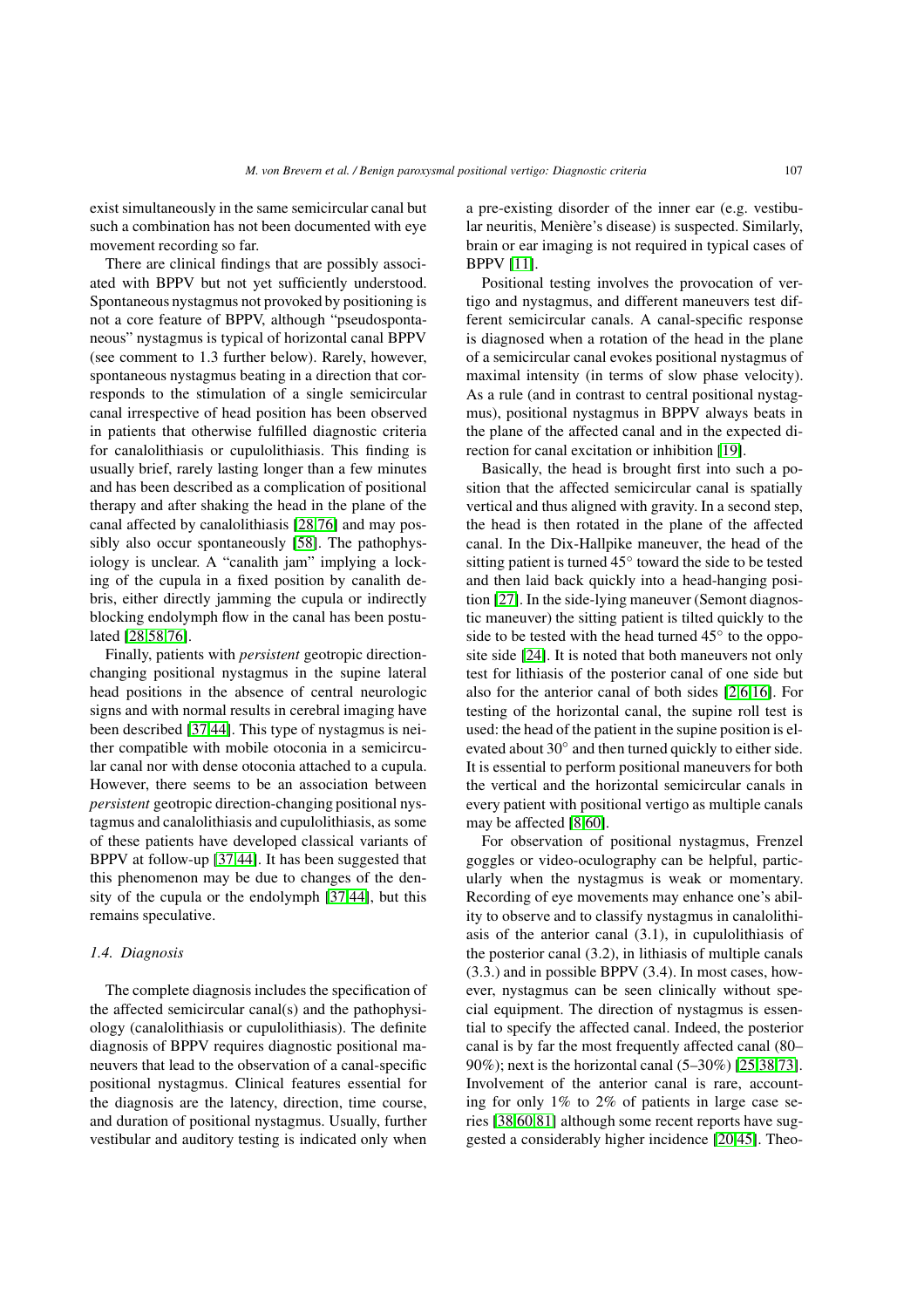exist simultaneously in the same semicircular canal but such a combination has not been documented with eye movement recording so far.

There are clinical findings that are possibly associated with BPPV but not yet sufficiently understood. Spontaneous nystagmus not provoked by positioning is not a core feature of BPPV, although "pseudospontaneous" nystagmus is typical of horizontal canal BPPV (see comment to 1.3 further below). Rarely, however, spontaneous nystagmus beating in a direction that corresponds to the stimulation of a single semicircular canal irrespective of head position has been observed in patients that otherwise fulfilled diagnostic criteria for canalolithiasis or cupulolithiasis. This finding is usually brief, rarely lasting longer than a few minutes and has been described as a complication of positional therapy and after shaking the head in the plane of the canal affected by canalolithiasis [28,76] and may possibly also occur spontaneously [58]. The pathophysiology is unclear. A "canalith jam" implying a locking of the cupula in a fixed position by canalith debris, either directly jamming the cupula or indirectly blocking endolymph flow in the canal has been postulated [28,58,76].

Finally, patients with *persistent* geotropic direction-changing positional nystagmus in the supine lateral head positions in the absence of central neurologic signs and with normal results in cerebral imaging have been described [37,44]. This type of nystagmus is neither compatible with mobile otoconia in a semicircular canal nor with dense otoconia attached to a cupula. However, there seems to be an association between *persistent* geotropic direction-changing positional nystagmus and canalolithiasis and cupulolithiasis, as some of these patients have developed classical variants of BPPV at follow-up [37,44]. It has been suggested that this phenomenon may be due to changes of the density of the cupula or the endolymph [37,44], but this remains speculative.

### *1.4. Diagnosis*

The complete diagnosis includes the specification of the affected semicircular canal(s) and the pathophysiology (canalolithiasis or cupulolithiasis). The definite diagnosis of BPPV requires diagnostic positional maneuvers that lead to the observation of a canal-specific positional nystagmus. Clinical features essential for the diagnosis are the latency, direction, time course, and duration of positional nystagmus. Usually, further vestibular and auditory testing is indicated only when a pre-existing disorder of the inner ear (e.g. vestibular neuritis, Menière's disease) is suspected. Similarly, brain or ear imaging is not required in typical cases of BPPV [11].

Positional testing involves the provocation of vertigo and nystagmus, and different maneuvers test different semicircular canals. A canal-specific response is diagnosed when a rotation of the head in the plane of a semicircular canal evokes positional nystagmus of maximal intensity (in terms of slow phase velocity). As a rule (and in contrast to central positional nystagmus), positional nystagmus in BPPV always beats in the plane of the affected canal and in the expected direction for canal excitation or inhibition [19].

Basically, the head is brought first into such a position that the affected semicircular canal is spatially vertical and thus aligned with gravity. In a second step, the head is then rotated in the plane of the affected canal. In the Dix-Hallpike maneuver, the head of the sitting patient is turned 45° toward the side to be tested and then laid back quickly into a head-hanging position [27]. In the side-lying maneuver (Semont diagnostic maneuver) the sitting patient is tilted quickly to the side to be tested with the head turned 45° to the opposite side [24]. It is noted that both maneuvers not only test for lithiasis of the posterior canal of one side but also for the anterior canal of both sides [2,6,16]. For testing of the horizontal canal, the supine roll test is used: the head of the patient in the supine position is elevated about 30° and then turned quickly to either side. It is essential to perform positional maneuvers for both the vertical and the horizontal semicircular canals in every patient with positional vertigo as multiple canals may be affected [8,60].

For observation of positional nystagmus, Frenzel goggles or video-oculography can be helpful, particularly when the nystagmus is weak or momentary. Recording of eye movements may enhance one's ability to observe and to classify nystagmus in canalolithiasis of the anterior canal (3.1), in cupulolithiasis of the posterior canal (3.2), in lithiasis of multiple canals (3.3.) and in possible BPPV (3.4). In most cases, however, nystagmus can be seen clinically without special equipment. The direction of nystagmus is essential to specify the affected canal. Indeed, the posterior canal is by far the most frequently affected canal (80–90%); next is the horizontal canal (5–30%) [25,38,73]. Involvement of the anterior canal is rare, accounting for only 1% to 2% of patients in large case series [38,60,81] although some recent reports have suggested a considerably higher incidence [20,45]. Theo-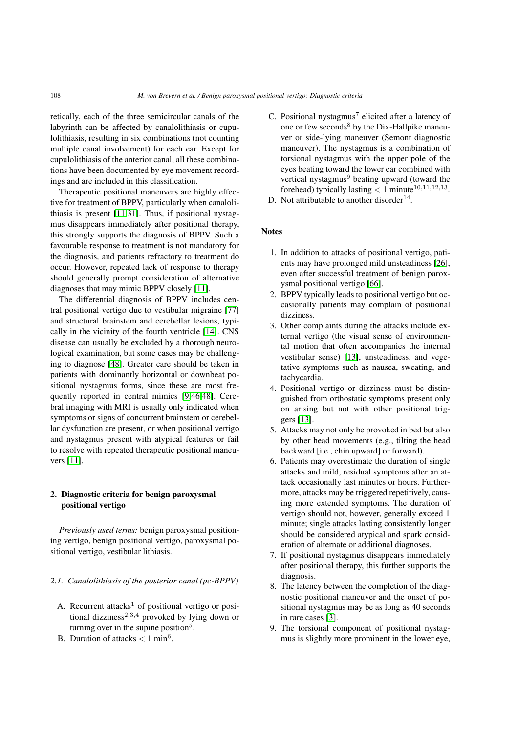retically, each of the three semicircular canals of the labyrinth can be affected by canalolithiasis or cupulolithiasis, resulting in six combinations (not counting multiple canal involvement) for each ear. Except for cupulolithiasis of the anterior canal, all these combinations have been documented by eye movement recordings and are included in this classification.

Therapeutic positional maneuvers are highly effective for treatment of BPPV, particularly when canalolithiasis is present [11,31]. Thus, if positional nystagmus disappears immediately after positional therapy, this strongly supports the diagnosis of BPPV. Such a favourable response to treatment is not mandatory for the diagnosis, and patients refractory to treatment do occur. However, repeated lack of response to therapy should generally prompt consideration of alternative diagnoses that may mimic BPPV closely [11].

The differential diagnosis of BPPV includes central positional vertigo due to vestibular migraine [77] and structural brainstem and cerebellar lesions, typically in the vicinity of the fourth ventricle [14]. CNS disease can usually be excluded by a thorough neurological examination, but some cases may be challenging to diagnose [48]. Greater care should be taken in patients with dominantly horizontal or downbeat positional nystagmus forms, since these are most frequently reported in central mimics [9,46,48]. Cerebral imaging with MRI is usually only indicated when symptoms or signs of concurrent brainstem or cerebellar dysfunction are present, or when positional vertigo and nystagmus present with atypical features or fail to resolve with repeated therapeutic positional maneuvers [11].

## 2. Diagnostic criteria for benign paroxysmal positional vertigo

*Previously used terms:* benign paroxysmal positioning vertigo, benign positional vertigo, paroxysmal positional vertigo, vestibular lithiasis.

### 2.1. Canalolithiasis of the posterior canal (pc-BPPV)

A. Recurrent attacks[1] of positional vertigo or positional dizziness[2,3,4] provoked by lying down or turning over in the supine position[5].
B. Duration of attacks $< 1$ min[6].
C. Positional nystagmus[7] elicited after a latency of one or few seconds[8] by the Dix-Hallpike maneuver or side-lying maneuver (Semont diagnostic maneuver). The nystagmus is a combination of torsional nystagmus with the upper pole of the eyes beating toward the lower ear combined with vertical nystagmus[9] beating upward (toward the forehead) typically lasting $< 1$ minute[10,11,12,13].
D. Not attributable to another disorder[14].

**Notes**

1. In addition to attacks of positional vertigo, patients may have prolonged mild unsteadiness [26], even after successful treatment of benign paroxysmal positional vertigo [66].
2. BPPV typically leads to positional vertigo but occasionally patients may complain of positional dizziness.
3. Other complaints during the attacks include external vertigo (the visual sense of environmental motion that often accompanies the internal vestibular sense) [13], unsteadiness, and vegetative symptoms such as nausea, sweating, and tachycardia.
4. Positional vertigo or dizziness must be distinguished from orthostatic symptoms present only on arising but not with other positional triggers [13].
5. Attacks may not only be provoked in bed but also by other head movements (e.g., tilting the head backward [i.e., chin upward] or forward).
6. Patients may overestimate the duration of single attacks and mild, residual symptoms after an attack occasionally last minutes or hours. Furthermore, attacks may be triggered repetitively, causing more extended symptoms. The duration of vertigo should not, however, generally exceed 1 minute; single attacks lasting consistently longer should be considered atypical and spark consideration of alternate or additional diagnoses.
7. If positional nystagmus disappears immediately after positional therapy, this further supports the diagnosis.
8. The latency between the completion of the diagnostic positional maneuver and the onset of positional nystagmus may be as long as 40 seconds in rare cases [3].
9. The torsional component of positional nystagmus is slightly more prominent in the lower eye,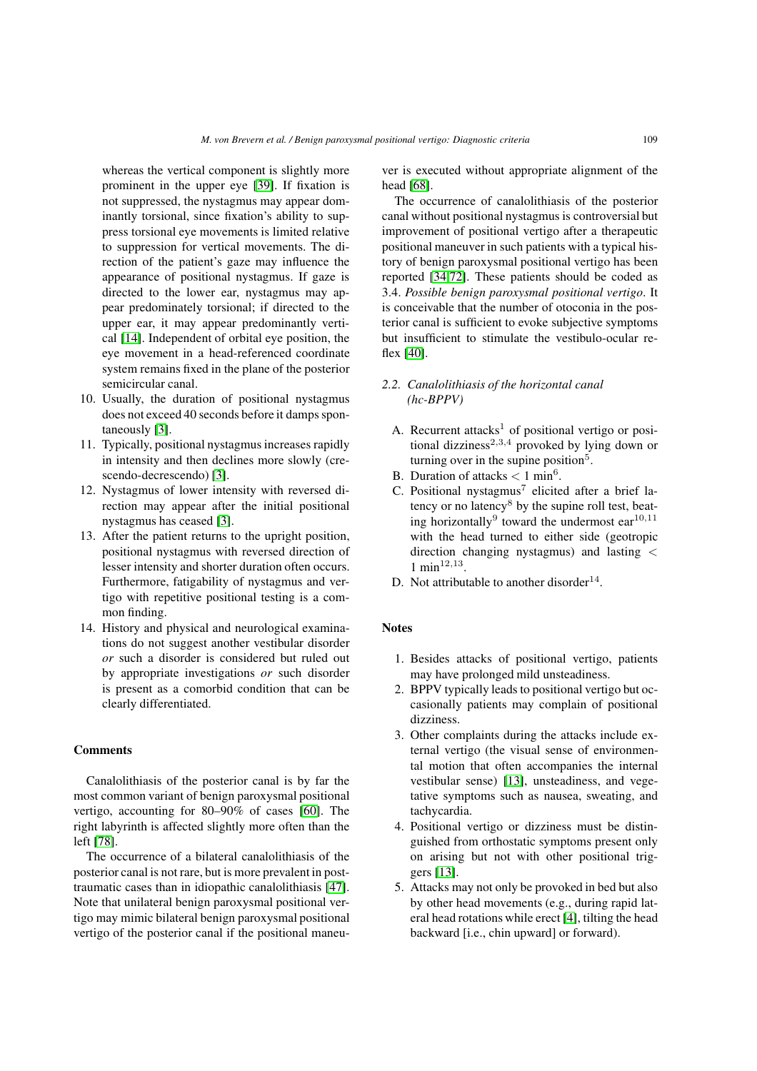whereas the vertical component is slightly more prominent in the upper eye [39]. If fixation is not suppressed, the nystagmus may appear dominantly torsional, since fixation's ability to suppress torsional eye movements is limited relative to suppression for vertical movements. The direction of the patient's gaze may influence the appearance of positional nystagmus. If gaze is directed to the lower ear, nystagmus may appear predominately torsional; if directed to the upper ear, it may appear predominantly vertical [14]. Independent of orbital eye position, the eye movement in a head-referenced coordinate system remains fixed in the plane of the posterior semicircular canal.

10. Usually, the duration of positional nystagmus does not exceed 40 seconds before it damps spontaneously [3].
11. Typically, positional nystagmus increases rapidly in intensity and then declines more slowly (crescendo-decrescendo) [3].
12. Nystagmus of lower intensity with reversed direction may appear after the initial positional nystagmus has ceased [3].
13. After the patient returns to the upright position, positional nystagmus with reversed direction of lesser intensity and shorter duration often occurs. Furthermore, fatigability of nystagmus and vertigo with repetitive positional testing is a common finding.
14. History and physical and neurological examinations do not suggest another vestibular disorder *or* such a disorder is considered but ruled out by appropriate investigations *or* such disorder is present as a comorbid condition that can be clearly differentiated.

## Comments

Canalolithiasis of the posterior canal is by far the most common variant of benign paroxysmal positional vertigo, accounting for 80–90% of cases [60]. The right labyrinth is affected slightly more often than the left [78].

The occurrence of a bilateral canalolithiasis of the posterior canal is not rare, but is more prevalent in post-traumatic cases than in idiopathic canalolithiasis [47]. Note that unilateral benign paroxysmal positional vertigo may mimic bilateral benign paroxysmal positional vertigo of the posterior canal if the positional maneuver is executed without appropriate alignment of the head [68].

The occurrence of canalolithiasis of the posterior canal without positional nystagmus is controversial but improvement of positional vertigo after a therapeutic positional maneuver in such patients with a typical history of benign paroxysmal positional vertigo has been reported [34,72]. These patients should be coded as 3.4. *Possible benign paroxysmal positional vertigo*. It is conceivable that the number of otoconia in the posterior canal is sufficient to evoke subjective symptoms but insufficient to stimulate the vestibulo-ocular reflex [40].

### 2.2. *Canalolithiasis of the horizontal canal (hc-BPPV)*

A. Recurrent attacks[1] of positional vertigo or positional dizziness[2,3,4] provoked by lying down or turning over in the supine position[5].
B. Duration of attacks $<$ 1 min[6].
C. Positional nystagmus[7] elicited after a brief latency or no latency[8] by the supine roll test, beating horizontally[9] toward the undermost ear[10,11] with the head turned to either side (geotropic direction changing nystagmus) and lasting $<$ 1 min[12,13].
D. Not attributable to another disorder[14].

## Notes

1. Besides attacks of positional vertigo, patients may have prolonged mild unsteadiness.
2. BPPV typically leads to positional vertigo but occasionally patients may complain of positional dizziness.
3. Other complaints during the attacks include external vertigo (the visual sense of environmental motion that often accompanies the internal vestibular sense) [13], unsteadiness, and vegetative symptoms such as nausea, sweating, and tachycardia.
4. Positional vertigo or dizziness must be distinguished from orthostatic symptoms present only on arising but not with other positional triggers [13].
5. Attacks may not only be provoked in bed but also by other head movements (e.g., during rapid lateral head rotations while erect [4], tilting the head backward [i.e., chin upward] or forward).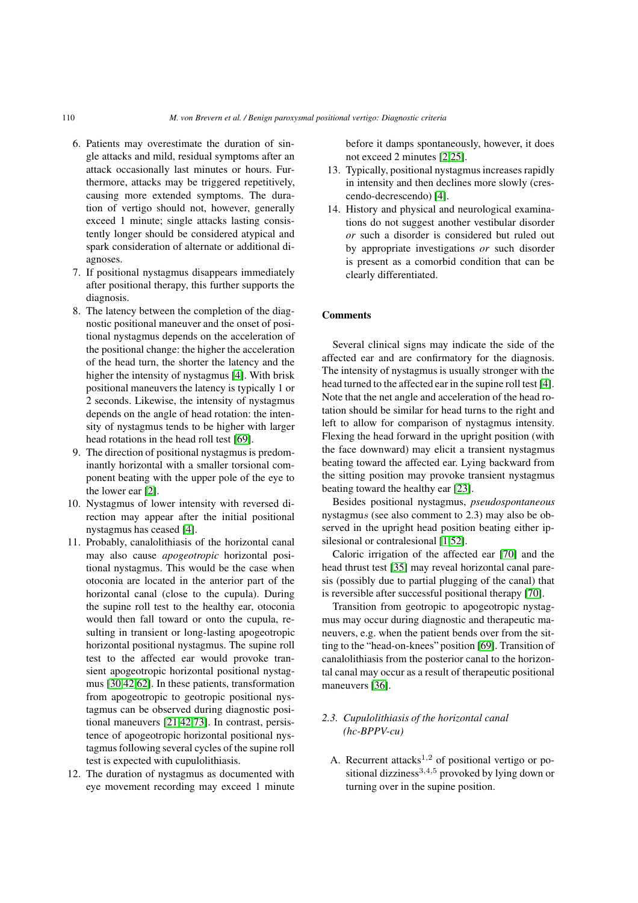6. Patients may overestimate the duration of single attacks and mild, residual symptoms after an attack occasionally last minutes or hours. Furthermore, attacks may be triggered repetitively, causing more extended symptoms. The duration of vertigo should not, however, generally exceed 1 minute; single attacks lasting consistently longer should be considered atypical and spark consideration of alternate or additional diagnoses.
7. If positional nystagmus disappears immediately after positional therapy, this further supports the diagnosis.
8. The latency between the completion of the diagnostic positional maneuver and the onset of positional nystagmus depends on the acceleration of the positional change: the higher the acceleration of the head turn, the shorter the latency and the higher the intensity of nystagmus [4]. With brisk positional maneuvers the latency is typically 1 or 2 seconds. Likewise, the intensity of nystagmus depends on the angle of head rotation: the intensity of nystagmus tends to be higher with larger head rotations in the head roll test [69].
9. The direction of positional nystagmus is predominantly horizontal with a smaller torsional component beating with the upper pole of the eye to the lower ear [2].
10. Nystagmus of lower intensity with reversed direction may appear after the initial positional nystagmus has ceased [4].
11. Probably, canalolithiasis of the horizontal canal may also cause *apogeotropic* horizontal positional nystagmus. This would be the case when otoconia are located in the anterior part of the horizontal canal (close to the cupula). During the supine roll test to the healthy ear, otoconia would then fall toward or onto the cupula, resulting in transient or long-lasting apogeotropic horizontal positional nystagmus. The supine roll test to the affected ear would provoke transient apogeotropic horizontal positional nystagmus [30,42,62]. In these patients, transformation from apogeotropic to geotropic positional nystagmus can be observed during diagnostic positional maneuvers [21,42,73]. In contrast, persistence of apogeotropic horizontal positional nystagmus following several cycles of the supine roll test is expected with cupulolithiasis.
12. The duration of nystagmus as documented with eye movement recording may exceed 1 minute before it damps spontaneously, however, it does not exceed 2 minutes [2,25].
13. Typically, positional nystagmus increases rapidly in intensity and then declines more slowly (crescendo-decrescendo) [4].
14. History and physical and neurological examinations do not suggest another vestibular disorder *or* such a disorder is considered but ruled out by appropriate investigations *or* such disorder is present as a comorbid condition that can be clearly differentiated.

**Comments**

Several clinical signs may indicate the side of the affected ear and are confirmatory for the diagnosis. The intensity of nystagmus is usually stronger with the head turned to the affected ear in the supine roll test [4]. Note that the net angle and acceleration of the head rotation should be similar for head turns to the right and left to allow for comparison of nystagmus intensity. Flexing the head forward in the upright position (with the face downward) may elicit a transient nystagmus beating toward the affected ear. Lying backward from the sitting position may provoke transient nystagmus beating toward the healthy ear [23].

Besides positional nystagmus, *pseudospontaneous* nystagmus (see also comment to 2.3) may also be observed in the upright head position beating either ipsilesional or contralesional [1,52].

Caloric irrigation of the affected ear [70] and the head thrust test [35] may reveal horizontal canal paresis (possibly due to partial plugging of the canal) that is reversible after successful positional therapy [70].

Transition from geotropic to apogeotropic nystagmus may occur during diagnostic and therapeutic maneuvers, e.g. when the patient bends over from the sitting to the "head-on-knees" position [69]. Transition of canalolithiasis from the posterior canal to the horizontal canal may occur as a result of therapeutic positional maneuvers [36].

### 2.3. Cupulolithiasis of the horizontal canal (hc-BPPV-cu)

A. Recurrent attacks[1,2] of positional vertigo or positional dizziness[3,4,5] provoked by lying down or turning over in the supine position.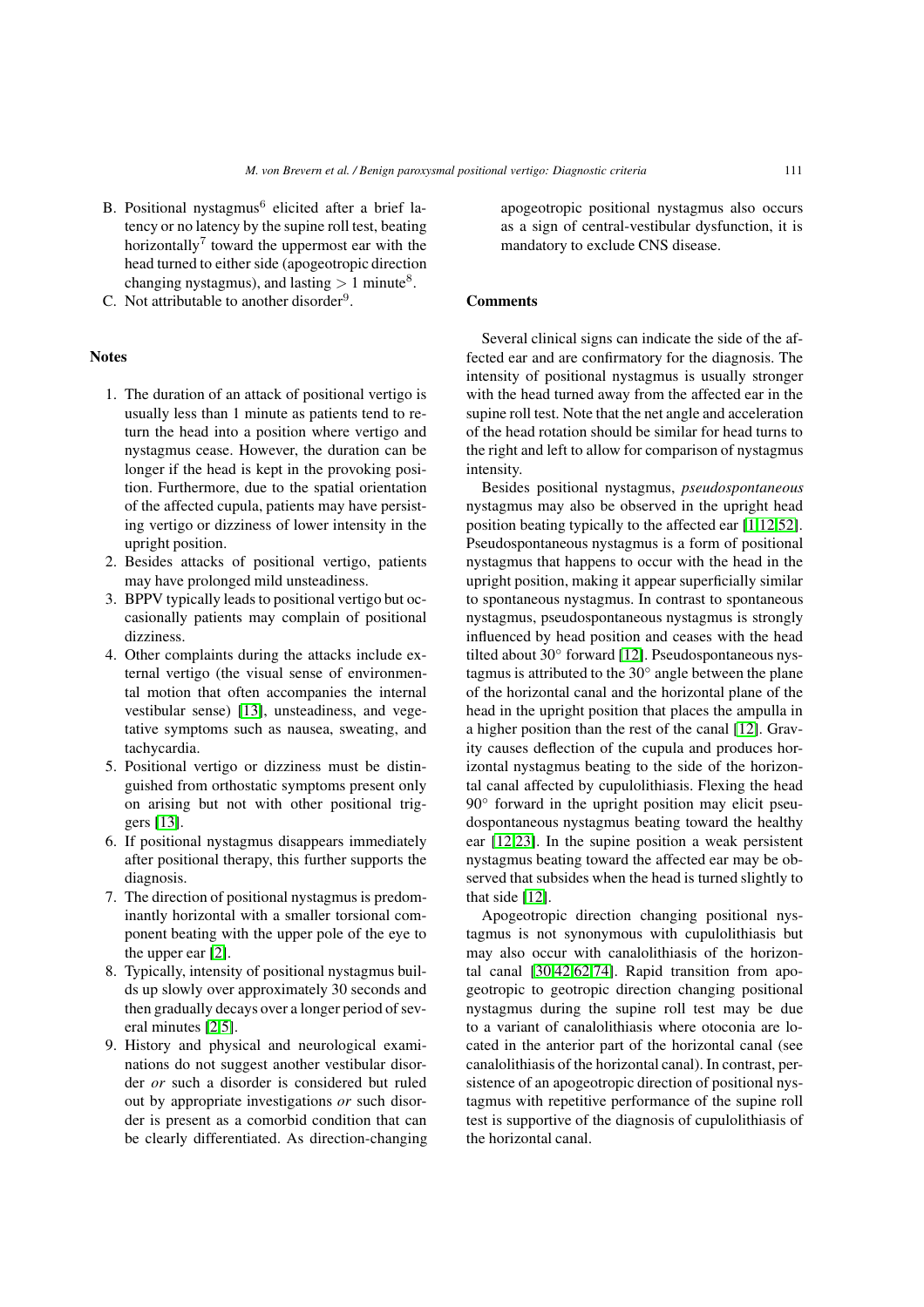B. Positional nystagmus[6] elicited after a brief latency or no latency by the supine roll test, beating horizontally[7] toward the uppermost ear with the head turned to either side (apogeotropic direction changing nystagmus), and lasting $> 1$ minute[8].
C. Not attributable to another disorder[9].

### Notes

1. The duration of an attack of positional vertigo is usually less than 1 minute as patients tend to return the head into a position where vertigo and nystagmus cease. However, the duration can be longer if the head is kept in the provoking position. Furthermore, due to the spatial orientation of the affected cupula, patients may have persisting vertigo or dizziness of lower intensity in the upright position.
2. Besides attacks of positional vertigo, patients may have prolonged mild unsteadiness.
3. BPPV typically leads to positional vertigo but occasionally patients may complain of positional dizziness.
4. Other complaints during the attacks include external vertigo (the visual sense of environmental motion that often accompanies the internal vestibular sense) [13], unsteadiness, and vegetative symptoms such as nausea, sweating, and tachycardia.
5. Positional vertigo or dizziness must be distinguished from orthostatic symptoms present only on arising but not with other positional triggers [13].
6. If positional nystagmus disappears immediately after positional therapy, this further supports the diagnosis.
7. The direction of positional nystagmus is predominantly horizontal with a smaller torsional component beating with the upper pole of the eye to the upper ear [2].
8. Typically, intensity of positional nystagmus builds up slowly over approximately 30 seconds and then gradually decays over a longer period of several minutes [2,5].
9. History and physical and neurological examinations do not suggest another vestibular disorder *or* such a disorder is considered but ruled out by appropriate investigations *or* such disorder is present as a comorbid condition that can be clearly differentiated. As direction-changing apogeotropic positional nystagmus also occurs as a sign of central-vestibular dysfunction, it is mandatory to exclude CNS disease.

### Comments

Several clinical signs can indicate the side of the affected ear and are confirmatory for the diagnosis. The intensity of positional nystagmus is usually stronger with the head turned away from the affected ear in the supine roll test. Note that the net angle and acceleration of the head rotation should be similar for head turns to the right and left to allow for comparison of nystagmus intensity.

Besides positional nystagmus, *pseudospontaneous* nystagmus may also be observed in the upright head position beating typically to the affected ear [1,12,52]. Pseudospontaneous nystagmus is a form of positional nystagmus that happens to occur with the head in the upright position, making it appear superficially similar to spontaneous nystagmus. In contrast to spontaneous nystagmus, pseudospontaneous nystagmus is strongly influenced by head position and ceases with the head tilted about 30° forward [12]. Pseudospontaneous nystagmus is attributed to the 30° angle between the plane of the horizontal canal and the horizontal plane of the head in the upright position that places the ampulla in a higher position than the rest of the canal [12]. Gravity causes deflection of the cupula and produces horizontal nystagmus beating to the side of the horizontal canal affected by cupulolithiasis. Flexing the head 90° forward in the upright position may elicit pseudospontaneous nystagmus beating toward the healthy ear [12,23]. In the supine position a weak persistent nystagmus beating toward the affected ear may be observed that subsides when the head is turned slightly to that side [12].

Apogeotropic direction changing positional nystagmus is not synonymous with cupulolithiasis but may also occur with canalolithiasis of the horizontal canal [30,42,62,74]. Rapid transition from apogeotropic to geotropic direction changing positional nystagmus during the supine roll test may be due to a variant of canalolithiasis where otoconia are located in the anterior part of the horizontal canal (see canalolithiasis of the horizontal canal). In contrast, persistence of an apogeotropic direction of positional nystagmus with repetitive performance of the supine roll test is supportive of the diagnosis of cupulolithiasis of the horizontal canal.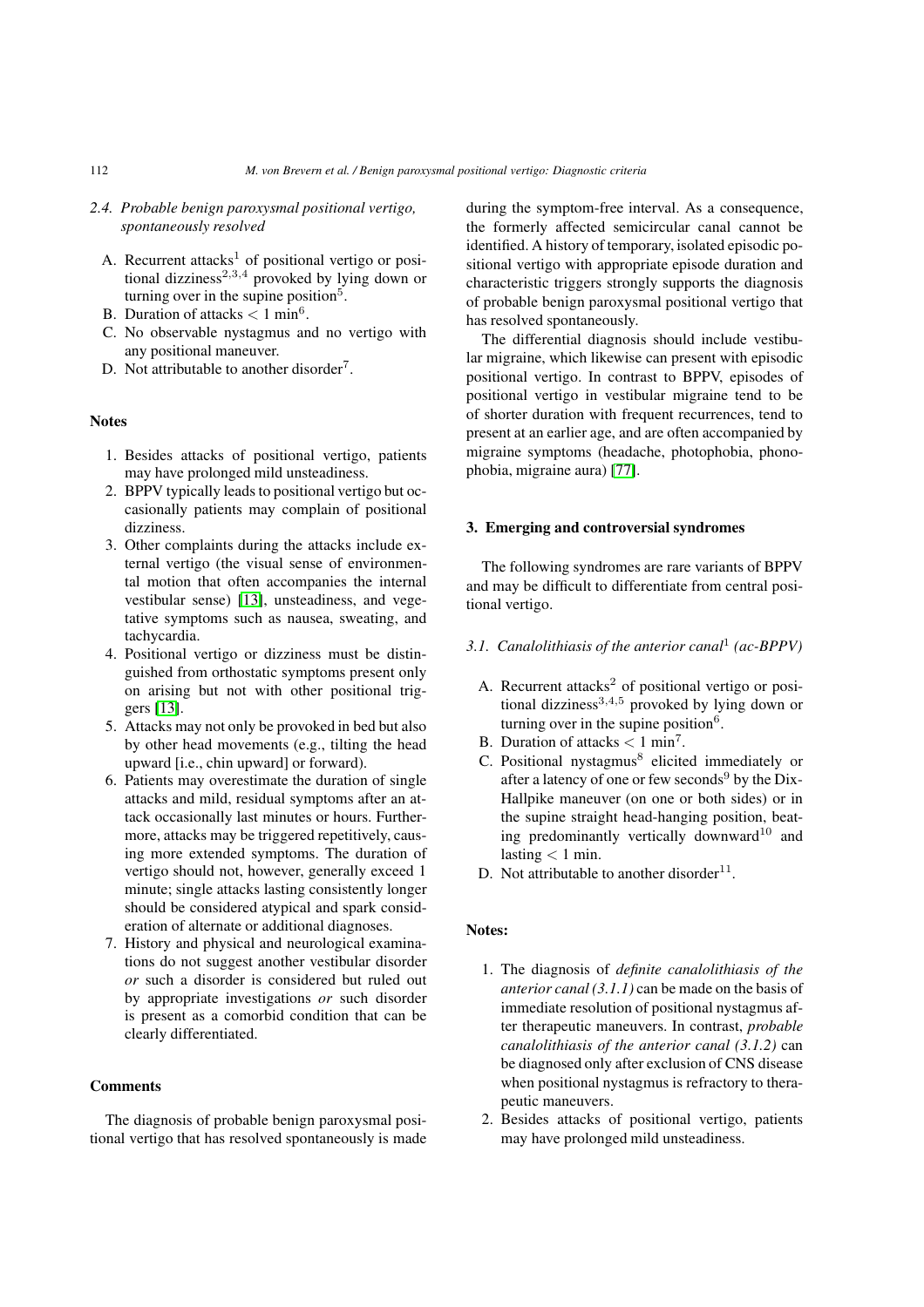### 2.4. Probable benign paroxysmal positional vertigo, spontaneously resolved

A. Recurrent attacks[1] of positional vertigo or positional dizziness[2,3,4] provoked by lying down or turning over in the supine position[5].
B. Duration of attacks $< 1$ min[6].
C. No observable nystagmus and no vertigo with any positional maneuver.
D. Not attributable to another disorder[7].

**Notes**

1. Besides attacks of positional vertigo, patients may have prolonged mild unsteadiness.
2. BPPV typically leads to positional vertigo but occasionally patients may complain of positional dizziness.
3. Other complaints during the attacks include external vertigo (the visual sense of environmental motion that often accompanies the internal vestibular sense) [13], unsteadiness, and vegetative symptoms such as nausea, sweating, and tachycardia.
4. Positional vertigo or dizziness must be distinguished from orthostatic symptoms present only on arising but not with other positional triggers [13].
5. Attacks may not only be provoked in bed but also by other head movements (e.g., tilting the head upward [i.e., chin upward] or forward).
6. Patients may overestimate the duration of single attacks and mild, residual symptoms after an attack occasionally last minutes or hours. Furthermore, attacks may be triggered repetitively, causing more extended symptoms. The duration of vertigo should not, however, generally exceed 1 minute; single attacks lasting consistently longer should be considered atypical and spark consideration of alternate or additional diagnoses.
7. History and physical and neurological examinations do not suggest another vestibular disorder *or* such a disorder is considered but ruled out by appropriate investigations *or* such disorder is present as a comorbid condition that can be clearly differentiated.

**Comments**

The diagnosis of probable benign paroxysmal positional vertigo that has resolved spontaneously is made during the symptom-free interval. As a consequence, the formerly affected semicircular canal cannot be identified. A history of temporary, isolated episodic positional vertigo with appropriate episode duration and characteristic triggers strongly supports the diagnosis of probable benign paroxysmal positional vertigo that has resolved spontaneously.

The differential diagnosis should include vestibular migraine, which likewise can present with episodic positional vertigo. In contrast to BPPV, episodes of positional vertigo in vestibular migraine tend to be of shorter duration with frequent recurrences, tend to present at an earlier age, and are often accompanied by migraine symptoms (headache, photophobia, phonophobia, migraine aura) [77].

## 3. Emerging and controversial syndromes

The following syndromes are rare variants of BPPV and may be difficult to differentiate from central positional vertigo.

### 3.1. Canalolithiasis of the anterior canal[1] (ac-BPPV)

A. Recurrent attacks[2] of positional vertigo or positional dizziness[3,4,5] provoked by lying down or turning over in the supine position[6].
B. Duration of attacks $< 1$ min[7].
C. Positional nystagmus[8] elicited immediately or after a latency of one or few seconds[9] by the Dix-Hallpike maneuver (on one or both sides) or in the supine straight head-hanging position, beating predominantly vertically downward[10] and lasting $< 1$ min.
D. Not attributable to another disorder[11].

**Notes:**

1. The diagnosis of *definite canalolithiasis of the anterior canal (3.1.1)* can be made on the basis of immediate resolution of positional nystagmus after therapeutic maneuvers. In contrast, *probable canalolithiasis of the anterior canal (3.1.2)* can be diagnosed only after exclusion of CNS disease when positional nystagmus is refractory to therapeutic maneuvers.
2. Besides attacks of positional vertigo, patients may have prolonged mild unsteadiness.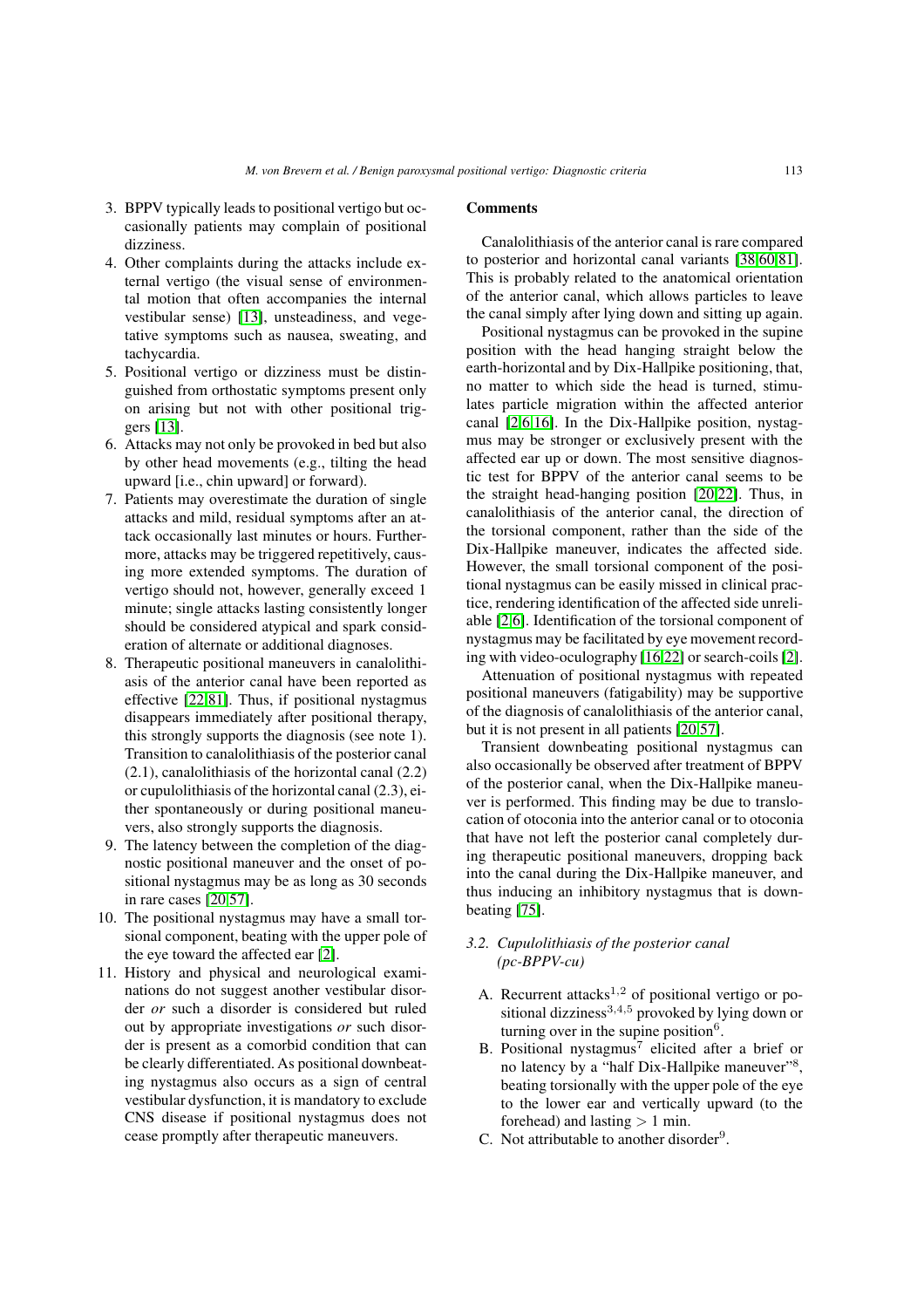3. BPPV typically leads to positional vertigo but occasionally patients may complain of positional dizziness.
4. Other complaints during the attacks include external vertigo (the visual sense of environmental motion that often accompanies the internal vestibular sense) [13], unsteadiness, and vegetative symptoms such as nausea, sweating, and tachycardia.
5. Positional vertigo or dizziness must be distinguished from orthostatic symptoms present only on arising but not with other positional triggers [13].
6. Attacks may not only be provoked in bed but also by other head movements (e.g., tilting the head upward [i.e., chin upward] or forward).
7. Patients may overestimate the duration of single attacks and mild, residual symptoms after an attack occasionally last minutes or hours. Furthermore, attacks may be triggered repetitively, causing more extended symptoms. The duration of vertigo should not, however, generally exceed 1 minute; single attacks lasting consistently longer should be considered atypical and spark consideration of alternate or additional diagnoses.
8. Therapeutic positional maneuvers in canalolithiasis of the anterior canal have been reported as effective [22,81]. Thus, if positional nystagmus disappears immediately after positional therapy, this strongly supports the diagnosis (see note 1). Transition to canalolithiasis of the posterior canal (2.1), canalolithiasis of the horizontal canal (2.2) or cupulolithiasis of the horizontal canal (2.3), either spontaneously or during positional maneuvers, also strongly supports the diagnosis.
9. The latency between the completion of the diagnostic positional maneuver and the onset of positional nystagmus may be as long as 30 seconds in rare cases [20,57].
10. The positional nystagmus may have a small torsional component, beating with the upper pole of the eye toward the affected ear [2].
11. History and physical and neurological examinations do not suggest another vestibular disorder *or* such a disorder is considered but ruled out by appropriate investigations *or* such disorder is present as a comorbid condition that can be clearly differentiated. As positional downbeating nystagmus also occurs as a sign of central vestibular dysfunction, it is mandatory to exclude CNS disease if positional nystagmus does not cease promptly after therapeutic maneuvers.

**Comments**

Canalolithiasis of the anterior canal is rare compared to posterior and horizontal canal variants [38,60,81]. This is probably related to the anatomical orientation of the anterior canal, which allows particles to leave the canal simply after lying down and sitting up again.

Positional nystagmus can be provoked in the supine position with the head hanging straight below the earth-horizontal and by Dix-Hallpike positioning, that, no matter to which side the head is turned, stimulates particle migration within the affected anterior canal [2,6,16]. In the Dix-Hallpike position, nystagmus may be stronger or exclusively present with the affected ear up or down. The most sensitive diagnostic test for BPPV of the anterior canal seems to be the straight head-hanging position [20,22]. Thus, in canalolithiasis of the anterior canal, the direction of the torsional component, rather than the side of the Dix-Hallpike maneuver, indicates the affected side. However, the small torsional component of the positional nystagmus can be easily missed in clinical practice, rendering identification of the affected side unreliable [2,6]. Identification of the torsional component of nystagmus may be facilitated by eye movement recording with video-oculography [16,22] or search-coils [2].

Attenuation of positional nystagmus with repeated positional maneuvers (fatigability) may be supportive of the diagnosis of canalolithiasis of the anterior canal, but it is not present in all patients [20,57].

Transient downbeating positional nystagmus can also occasionally be observed after treatment of BPPV of the posterior canal, when the Dix-Hallpike maneuver is performed. This finding may be due to translocation of otoconia into the anterior canal or to otoconia that have not left the posterior canal completely during therapeutic positional maneuvers, dropping back into the canal during the Dix-Hallpike maneuver, and thus inducing an inhibitory nystagmus that is downbeating [75].

### *3.2. Cupulolithiasis of the posterior canal (pc-BPPV-cu)*

A. Recurrent attacks[1,2] of positional vertigo or positional dizziness[3,4,5] provoked by lying down or turning over in the supine position[6].
B. Positional nystagmus[7] elicited after a brief or no latency by a "half Dix-Hallpike maneuver"[8], beating torsionally with the upper pole of the eye to the lower ear and vertically upward (to the forehead) and lasting $> 1$ min.
C. Not attributable to another disorder[9].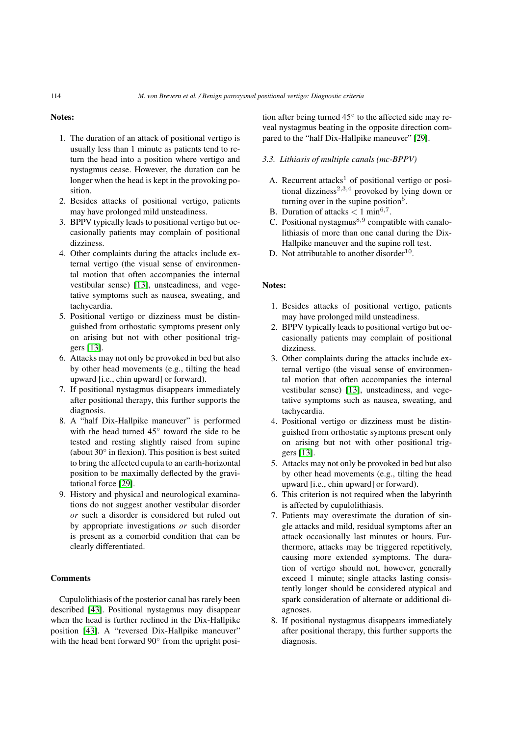**Notes:**

1. The duration of an attack of positional vertigo is usually less than 1 minute as patients tend to return the head into a position where vertigo and nystagmus cease. However, the duration can be longer when the head is kept in the provoking position.
2. Besides attacks of positional vertigo, patients may have prolonged mild unsteadiness.
3. BPPV typically leads to positional vertigo but occasionally patients may complain of positional dizziness.
4. Other complaints during the attacks include external vertigo (the visual sense of environmental motion that often accompanies the internal vestibular sense) [13], unsteadiness, and vegetative symptoms such as nausea, sweating, and tachycardia.
5. Positional vertigo or dizziness must be distinguished from orthostatic symptoms present only on arising but not with other positional triggers [13].
6. Attacks may not only be provoked in bed but also by other head movements (e.g., tilting the head upward [i.e., chin upward] or forward).
7. If positional nystagmus disappears immediately after positional therapy, this further supports the diagnosis.
8. A "half Dix-Hallpike maneuver" is performed with the head turned 45° toward the side to be tested and resting slightly raised from supine (about 30° in flexion). This position is best suited to bring the affected cupula to an earth-horizontal position to be maximally deflected by the gravitational force [29].
9. History and physical and neurological examinations do not suggest another vestibular disorder *or* such a disorder is considered but ruled out by appropriate investigations *or* such disorder is present as a comorbid condition that can be clearly differentiated.

**Comments**

Cupulolithiasis of the posterior canal has rarely been described [43]. Positional nystagmus may disappear when the head is further reclined in the Dix-Hallpike position [43]. A "reversed Dix-Hallpike maneuver" with the head bent forward 90° from the upright position after being turned 45° to the affected side may reveal nystagmus beating in the opposite direction compared to the "half Dix-Hallpike maneuver" [29].

### *3.3. Lithiasis of multiple canals (mc-BPPV)*

A. Recurrent attacks[1] of positional vertigo or positional dizziness[2,3,4] provoked by lying down or turning over in the supine position[5].
B. Duration of attacks $< 1$ min[6,7].
C. Positional nystagmus[8,9] compatible with canalolithiasis of more than one canal during the Dix-Hallpike maneuver and the supine roll test.
D. Not attributable to another disorder[10].

**Notes:**

1. Besides attacks of positional vertigo, patients may have prolonged mild unsteadiness.
2. BPPV typically leads to positional vertigo but occasionally patients may complain of positional dizziness.
3. Other complaints during the attacks include external vertigo (the visual sense of environmental motion that often accompanies the internal vestibular sense) [13], unsteadiness, and vegetative symptoms such as nausea, sweating, and tachycardia.
4. Positional vertigo or dizziness must be distinguished from orthostatic symptoms present only on arising but not with other positional triggers [13].
5. Attacks may not only be provoked in bed but also by other head movements (e.g., tilting the head upward [i.e., chin upward] or forward).
6. This criterion is not required when the labyrinth is affected by cupulolithiasis.
7. Patients may overestimate the duration of single attacks and mild, residual symptoms after an attack occasionally last minutes or hours. Furthermore, attacks may be triggered repetitively, causing more extended symptoms. The duration of vertigo should not, however, generally exceed 1 minute; single attacks lasting consistently longer should be considered atypical and spark consideration of alternate or additional diagnoses.
8. If positional nystagmus disappears immediately after positional therapy, this further supports the diagnosis.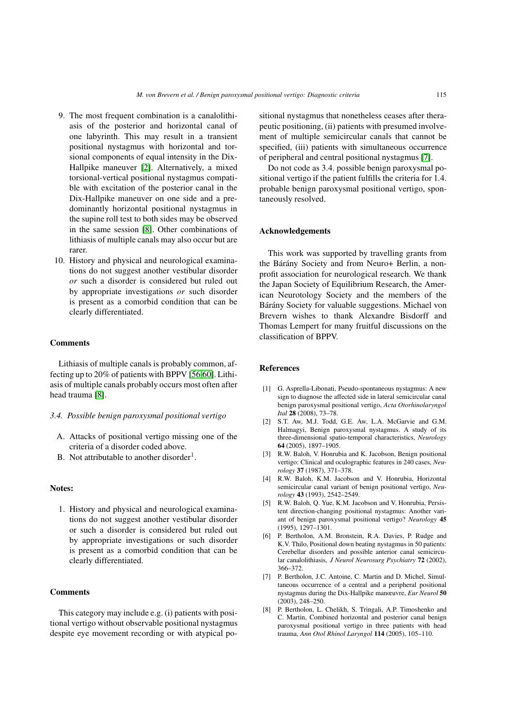9. The most frequent combination is a canalolithiasis of the posterior and horizontal canal of one labyrinth. This may result in a transient positional nystagmus with horizontal and torsional components of equal intensity in the Dix-Hallpike maneuver [2]. Alternatively, a mixed torsional-vertical positional nystagmus compatible with excitation of the posterior canal in the Dix-Hallpike maneuver on one side and a predominantly horizontal positional nystagmus in the supine roll test to both sides may be observed in the same session [8]. Other combinations of lithiasis of multiple canals may also occur but are rarer.
10. History and physical and neurological examinations do not suggest another vestibular disorder *or* such a disorder is considered but ruled out by appropriate investigations *or* such disorder is present as a comorbid condition that can be clearly differentiated.

#### Comments

Lithiasis of multiple canals is probably common, affecting up to 20% of patients with BPPV [56,60]. Lithiasis of multiple canals probably occurs most often after head trauma [8].

### *3.4. Possible benign paroxysmal positional vertigo*

A. Attacks of positional vertigo missing one of the criteria of a disorder coded above.
B. Not attributable to another disorder[1].

#### Notes:

1. History and physical and neurological examinations do not suggest another vestibular disorder or such a disorder is considered but ruled out by appropriate investigations or such disorder is present as a comorbid condition that can be clearly differentiated.

#### Comments

This category may include e.g. (i) patients with positional vertigo without observable positional nystagmus despite eye movement recording or with atypical positional nystagmus that nonetheless ceases after therapeutic positioning, (ii) patients with presumed involvement of multiple semicircular canals that cannot be specified, (iii) patients with simultaneous occurrence of peripheral and central positional nystagmus [7].

Do not code as 3.4. possible benign paroxysmal positional vertigo if the patient fulfills the criteria for 1.4. probable benign paroxysmal positional vertigo, spontaneously resolved.

## Acknowledgements

This work was supported by travelling grants from the Bárány Society and from Neuro+ Berlin, a nonprofit association for neurological research. We thank the Japan Society of Equilibrium Research, the American Neurotology Society and the members of the Bárány Society for valuable suggestions. Michael von Brevern wishes to thank Alexandre Bisdorff and Thomas Lempert for many fruitful discussions on the classification of BPPV.

## References

[1] G. Asprella-Libonati, Pseudo-spontaneous nystagmus: A new sign to diagnose the affected side in lateral semicircular canal benign paroxysmal positional vertigo, *Acta Otorhinolaryngol Ital* **28** (2008), 73–78.

[2] S.T. Aw, M.J. Todd, G.E. Aw, L.A. McGarvie and G.M. Halmagyi, Benign paroxysmal nystagmus. A study of its three-dimensional spatio-temporal characteristics, *Neurology* **64** (2005), 1897–1905.

[3] R.W. Baloh, V. Honrubia and K. Jacobson, Benign positional vertigo: Clinical and oculographic features in 240 cases, *Neurology* **37** (1987), 371–378.

[4] R.W. Baloh, K.M. Jacobson and V. Honrubia, Horizontal semicircular canal variant of benign positional vertigo, *Neurology* **43** (1993), 2542–2549.

[5] R.W. Baloh, Q. Yue, K.M. Jacobson and V. Honrubia, Persistent direction-changing positional nystagmus: Another variant of benign paroxysmal positional vertigo? *Neurology* **45** (1995), 1297–1301.

[6] P. Bertholon, A.M. Bronstein, R.A. Davies, P. Rudge and K.V. Thilo, Positional down beating nystagmus in 50 patients: Cerebellar disorders and possible anterior canal semicircular canalolithiasis, *J Neurol Neurosurg Psychiatry* **72** (2002), 366–372.

[7] P. Bertholon, J.C. Antoine, C. Martin and D. Michel, Simultaneous occurrence of a central and a peripheral positional nystagmus during the Dix-Hallpike manœuvre, *Eur Neurol* **50** (2003), 248–250.

[8] P. Bertholon, L. Chelikh, S. Tringali, A.P. Timoshenko and C. Martin, Combined horizontal and posterior canal benign paroxysmal positional vertigo in three patients with head trauma, *Ann Otol Rhinol Laryngol* **114** (2005), 105–110.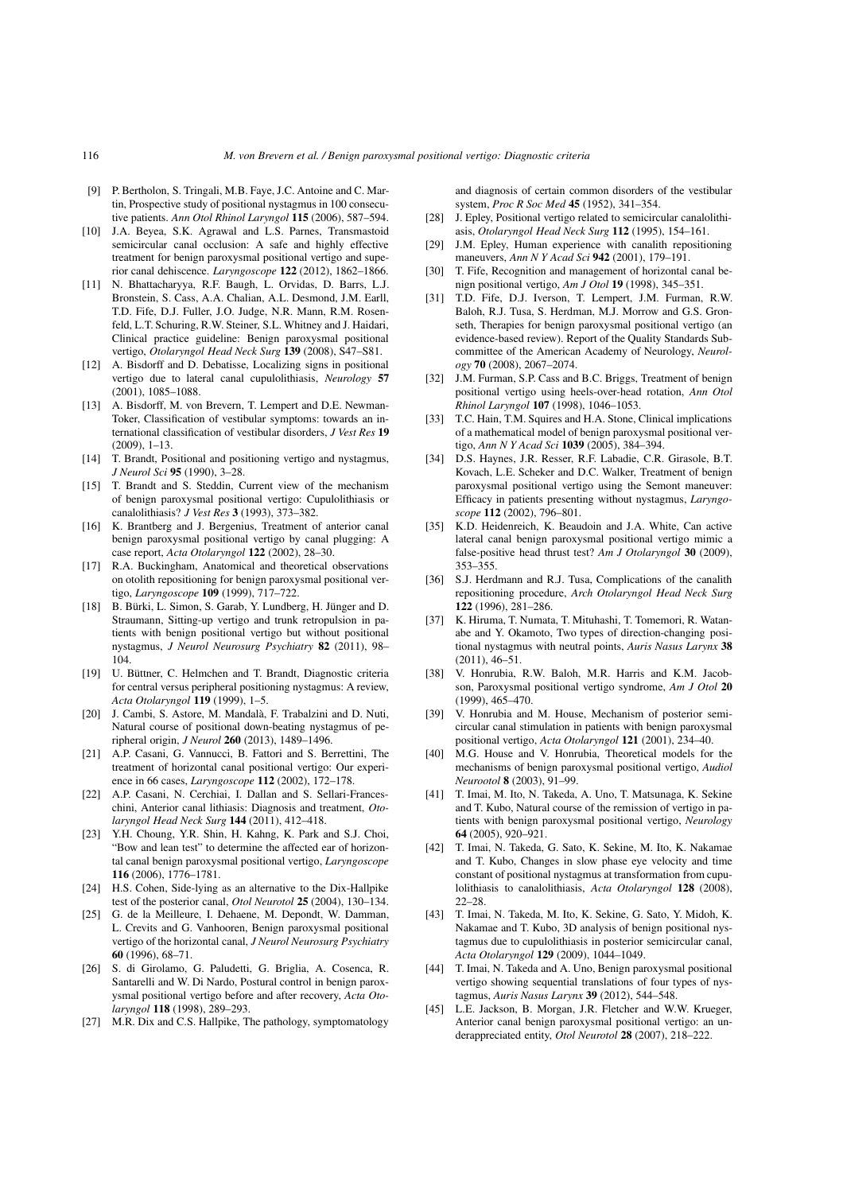[9] P. Bertholon, S. Tringali, M.B. Faye, J.C. Antoine and C. Martin, Prospective study of positional nystagmus in 100 consecutive patients. *Ann Otol Rhinol Laryngol* **115** (2006), 587–594.

[10] J.A. Beyea, S.K. Agrawal and L.S. Parnes, Transmastoid semicircular canal occlusion: A safe and highly effective treatment for benign paroxysmal positional vertigo and superior canal dehiscence. *Laryngoscope* **122** (2012), 1862–1866.

[11] N. Bhattacharyya, R.F. Baugh, L. Orvidas, D. Barrs, L.J. Bronstein, S. Cass, A.A. Chalian, A.L. Desmond, J.M. Earll, T.D. Fife, D.J. Fuller, J.O. Judge, N.R. Mann, R.M. Rosenfeld, L.T. Schuring, R.W. Steiner, S.L. Whitney and J. Haidari, Clinical practice guideline: Benign paroxysmal positional vertigo, *Otolaryngol Head Neck Surg* **139** (2008), S47–S81.

[12] A. Bisdorff and D. Debatisse, Localizing signs in positional vertigo due to lateral canal cupulolithiasis, *Neurology* **57** (2001), 1085–1088.

[13] A. Bisdorff, M. von Brevern, T. Lempert and D.E. Newman-Toker, Classification of vestibular symptoms: towards an international classification of vestibular disorders, *J Vest Res* **19** (2009), 1–13.

[14] T. Brandt, Positional and positioning vertigo and nystagmus, *J Neurol Sci* **95** (1990), 3–28.

[15] T. Brandt and S. Steddin, Current view of the mechanism of benign paroxysmal positional vertigo: Cupulolithiasis or canalolithiasis? *J Vest Res* **3** (1993), 373–382.

[16] K. Brantberg and J. Bergenius, Treatment of anterior canal benign paroxysmal positional vertigo by canal plugging: A case report, *Acta Otolaryngol* **122** (2002), 28–30.

[17] R.A. Buckingham, Anatomical and theoretical observations on otolith repositioning for benign paroxysmal positional vertigo, *Laryngoscope* **109** (1999), 717–722.

[18] B. Bürki, L. Simon, S. Garab, Y. Lundberg, H. Jünger and D. Straumann, Sitting-up vertigo and trunk retropulsion in patients with benign positional vertigo but without positional nystagmus, *J Neurol Neurosurg Psychiatry* **82** (2011), 98–104.

[19] U. Büttner, C. Helmchen and T. Brandt, Diagnostic criteria for central versus peripheral positioning nystagmus: A review, *Acta Otolaryngol* **119** (1999), 1–5.

[20] J. Cambi, S. Astore, M. Mandalà, F. Trabalzini and D. Nuti, Natural course of positional down-beating nystagmus of peripheral origin, *J Neurol* **260** (2013), 1489–1496.

[21] A.P. Casani, G. Vannucci, B. Fattori and S. Berrettini, The treatment of horizontal canal positional vertigo: Our experience in 66 cases, *Laryngoscope* **112** (2002), 172–178.

[22] A.P. Casani, N. Cerchiai, I. Dallan and S. Sellari-Franceschini, Anterior canal lithiasis: Diagnosis and treatment, *Otolaryngol Head Neck Surg* **144** (2011), 412–418.

[23] Y.H. Choung, Y.R. Shin, H. Kahng, K. Park and S.J. Choi, "Bow and lean test" to determine the affected ear of horizontal canal benign paroxysmal positional vertigo, *Laryngoscope* **116** (2006), 1776–1781.

[24] H.S. Cohen, Side-lying as an alternative to the Dix-Hallpike test of the posterior canal, *Otol Neurotol* **25** (2004), 130–134.

[25] G. de la Meilleure, I. Dehaene, M. Depondt, W. Damman, L. Crevits and G. Vanhooren, Benign paroxysmal positional vertigo of the horizontal canal, *J Neurol Neurosurg Psychiatry* **60** (1996), 68–71.

[26] S. di Girolamo, G. Paludetti, G. Briglia, A. Cosenca, R. Santarelli and W. Di Nardo, Postural control in benign paroxysmal positional vertigo before and after recovery, *Acta Otolaryngol* **118** (1998), 289–293.

[27] M.R. Dix and C.S. Hallpike, The pathology, symptomatology and diagnosis of certain common disorders of the vestibular system, *Proc R Soc Med* **45** (1952), 341–354.

[28] J. Epley, Positional vertigo related to semicircular canalolithiasis, *Otolaryngol Head Neck Surg* **112** (1995), 154–161.

[29] J.M. Epley, Human experience with canalith repositioning maneuvers, *Ann N Y Acad Sci* **942** (2001), 179–191.

[30] T. Fife, Recognition and management of horizontal canal benign positional vertigo, *Am J Otol* **19** (1998), 345–351.

[31] T.D. Fife, D.J. Iverson, T. Lempert, J.M. Furman, R.W. Baloh, R.J. Tusa, S. Herdman, M.J. Morrow and G.S. Gronseth, Therapies for benign paroxysmal positional vertigo (an evidence-based review). Report of the Quality Standards Subcommittee of the American Academy of Neurology, *Neurology* **70** (2008), 2067–2074.

[32] J.M. Furman, S.P. Cass and B.C. Briggs, Treatment of benign positional vertigo using heels-over-head rotation, *Ann Otol Rhinol Laryngol* **107** (1998), 1046–1053.

[33] T.C. Hain, T.M. Squires and H.A. Stone, Clinical implications of a mathematical model of benign paroxysmal positional vertigo, *Ann N Y Acad Sci* **1039** (2005), 384–394.

[34] D.S. Haynes, J.R. Resser, R.F. Labadie, C.R. Girasole, B.T. Kovach, L.E. Scheker and D.C. Walker, Treatment of benign paroxysmal positional vertigo using the Semont maneuver: Efficacy in patients presenting without nystagmus, *Laryngoscope* **112** (2002), 796–801.

[35] K.D. Heidenreich, K. Beaudoin and J.A. White, Can active lateral canal benign paroxysmal positional vertigo mimic a false-positive head thrust test? *Am J Otolaryngol* **30** (2009), 353–355.

[36] S.J. Herdmann and R.J. Tusa, Complications of the canalith repositioning procedure, *Arch Otolaryngol Head Neck Surg* **122** (1996), 281–286.

[37] K. Hiruma, T. Numata, T. Mituhashi, T. Tomemori, R. Watanabe and Y. Okamoto, Two types of direction-changing positional nystagmus with neutral points, *Auris Nasus Larynx* **38** (2011), 46–51.

[38] V. Honrubia, R.W. Baloh, M.R. Harris and K.M. Jacobson, Paroxysmal positional vertigo syndrome, *Am J Otol* **20** (1999), 465–470.

[39] V. Honrubia and M. House, Mechanism of posterior semicircular canal stimulation in patients with benign paroxysmal positional vertigo, *Acta Otolaryngol* **121** (2001), 234–40.

[40] M.G. House and V. Honrubia, Theoretical models for the mechanisms of benign paroxysmal positional vertigo, *Audiol Neurootol* **8** (2003), 91–99.

[41] T. Imai, M. Ito, N. Takeda, A. Uno, T. Matsunaga, K. Sekine and T. Kubo, Natural course of the remission of vertigo in patients with benign paroxysmal positional vertigo, *Neurology* **64** (2005), 920–921.

[42] T. Imai, N. Takeda, G. Sato, K. Sekine, M. Ito, K. Nakamae and T. Kubo, Changes in slow phase eye velocity and time constant of positional nystagmus at transformation from cupulolithiasis to canalolithiasis, *Acta Otolaryngol* **128** (2008), 22–28.

[43] T. Imai, N. Takeda, M. Ito, K. Sekine, G. Sato, Y. Midoh, K. Nakamae and T. Kubo, 3D analysis of benign positional nystagmus due to cupulolithiasis in posterior semicircular canal, *Acta Otolaryngol* **129** (2009), 1044–1049.

[44] T. Imai, N. Takeda and A. Uno, Benign paroxysmal positional vertigo showing sequential translations of four types of nystagmus, *Auris Nasus Larynx* **39** (2012), 544–548.

[45] L.E. Jackson, B. Morgan, J.R. Fletcher and W.W. Krueger, Anterior canal benign paroxysmal positional vertigo: an underappreciated entity, *Otol Neurotol* **28** (2007), 218–222.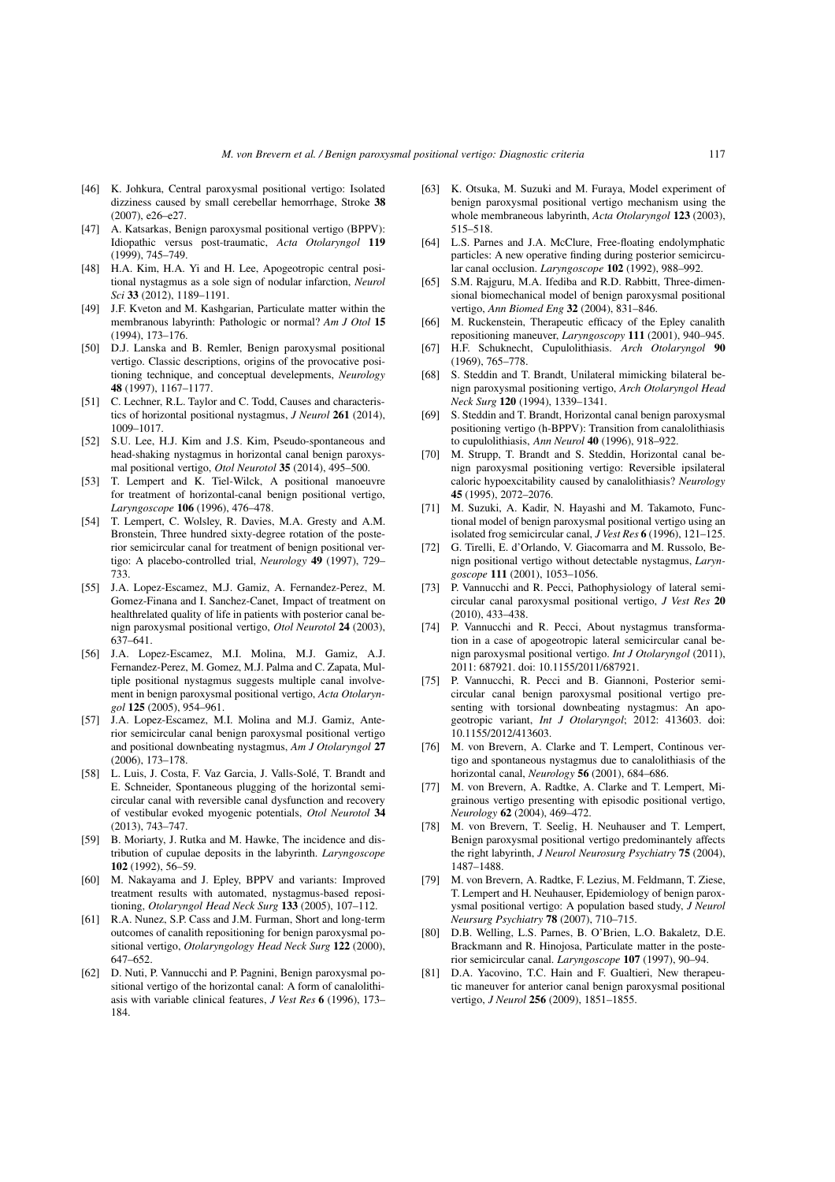[46] K. Johkura, Central paroxysmal positional vertigo: Isolated dizziness caused by small cerebellar hemorrhage, Stroke **38** (2007), e26–e27.

[47] A. Katsarkas, Benign paroxysmal positional vertigo (BPPV): Idiopathic versus post-traumatic, *Acta Otolaryngol* **119** (1999), 745–749.

[48] H.A. Kim, H.A. Yi and H. Lee, Apogeotropic central positional nystagmus as a sole sign of nodular infarction, *Neurol Sci* **33** (2012), 1189–1191.

[49] J.F. Kveton and M. Kashgarian, Particulate matter within the membranous labyrinth: Pathologic or normal? *Am J Otol* **15** (1994), 173–176.

[50] D.J. Lanska and B. Remler, Benign paroxysmal positional vertigo. Classic descriptions, origins of the provocative positioning technique, and conceptual develepments, *Neurology* **48** (1997), 1167–1177.

[51] C. Lechner, R.L. Taylor and C. Todd, Causes and characteristics of horizontal positional nystagmus, *J Neurol* **261** (2014), 1009–1017.

[52] S.U. Lee, H.J. Kim and J.S. Kim, Pseudo-spontaneous and head-shaking nystagmus in horizontal canal benign paroxysmal positional vertigo, *Otol Neurotol* **35** (2014), 495–500.

[53] T. Lempert and K. Tiel-Wilck, A positional manoeuvre for treatment of horizontal-canal benign positional vertigo, *Laryngoscope* **106** (1996), 476–478.

[54] T. Lempert, C. Wolsley, R. Davies, M.A. Gresty and A.M. Bronstein, Three hundred sixty-degree rotation of the posterior semicircular canal for treatment of benign positional vertigo: A placebo-controlled trial, *Neurology* **49** (1997), 729–733.

[55] J.A. Lopez-Escamez, M.J. Gamiz, A. Fernandez-Perez, M. Gomez-Finana and I. Sanchez-Canet, Impact of treatment on healthrelated quality of life in patients with posterior canal benign paroxysmal positional vertigo, *Otol Neurotol* **24** (2003), 637–641.

[56] J.A. Lopez-Escamez, M.I. Molina, M.J. Gamiz, A.J. Fernandez-Perez, M. Gomez, M.J. Palma and C. Zapata, Multiple positional nystagmus suggests multiple canal involvement in benign paroxysmal positional vertigo, *Acta Otolaryngol* **125** (2005), 954–961.

[57] J.A. Lopez-Escamez, M.I. Molina and M.J. Gamiz, Anterior semicircular canal benign paroxysmal positional vertigo and positional downbeating nystagmus, *Am J Otolaryngol* **27** (2006), 173–178.

[58] L. Luis, J. Costa, F. Vaz Garcia, J. Valls-Solé, T. Brandt and E. Schneider, Spontaneous plugging of the horizontal semicircular canal with reversible canal dysfunction and recovery of vestibular evoked myogenic potentials, *Otol Neurotol* **34** (2013), 743–747.

[59] B. Moriarty, J. Rutka and M. Hawke, The incidence and distribution of cupulae deposits in the labyrinth. *Laryngoscope* **102** (1992), 56–59.

[60] M. Nakayama and J. Epley, BPPV and variants: Improved treatment results with automated, nystagmus-based repositioning, *Otolaryngol Head Neck Surg* **133** (2005), 107–112.

[61] R.A. Nunez, S.P. Cass and J.M. Furman, Short and long-term outcomes of canalith repositioning for benign paroxysmal positional vertigo, *Otolaryngology Head Neck Surg* **122** (2000), 647–652.

[62] D. Nuti, P. Vannucchi and P. Pagnini, Benign paroxysmal positional vertigo of the horizontal canal: A form of canalolithiasis with variable clinical features, *J Vest Res* **6** (1996), 173–184.

[63] K. Otsuka, M. Suzuki and M. Furaya, Model experiment of benign paroxysmal positional vertigo mechanism using the whole membraneous labyrinth, *Acta Otolaryngol* **123** (2003), 515–518.

[64] L.S. Parnes and J.A. McClure, Free-floating endolymphatic particles: A new operative finding during posterior semicircular canal occlusion. *Laryngoscope* **102** (1992), 988–992.

[65] S.M. Rajguru, M.A. Ifediba and R.D. Rabbitt, Three-dimensional biomechanical model of benign paroxysmal positional vertigo, *Ann Biomed Eng* **32** (2004), 831–846.

[66] M. Ruckenstein, Therapeutic efficacy of the Epley canalith repositioning maneuver, *Laryngoscopy* **111** (2001), 940–945.

[67] H.F. Schuknecht, Cupulolithiasis. *Arch Otolaryngol* **90** (1969), 765–778.

[68] S. Steddin and T. Brandt, Unilateral mimicking bilateral benign paroxysmal positioning vertigo, *Arch Otolaryngol Head Neck Surg* **120** (1994), 1339–1341.

[69] S. Steddin and T. Brandt, Horizontal canal benign paroxysmal positioning vertigo (h-BPPV): Transition from canalolithiasis to cupulolithiasis, *Ann Neurol* **40** (1996), 918–922.

[70] M. Strupp, T. Brandt and S. Steddin, Horizontal canal benign paroxysmal positioning vertigo: Reversible ipsilateral caloric hypoexcitability caused by canalolithiasis? *Neurology* **45** (1995), 2072–2076.

[71] M. Suzuki, A. Kadir, N. Hayashi and M. Takamoto, Functional model of benign paroxysmal positional vertigo using an isolated frog semicircular canal, *J Vest Res* **6** (1996), 121–125.

[72] G. Tirelli, E. d'Orlando, V. Giacomarra and M. Russolo, Benign positional vertigo without detectable nystagmus, *Laryngoscope* **111** (2001), 1053–1056.

[73] P. Vannucchi and R. Pecci, Pathophysiology of lateral semicircular canal paroxysmal positional vertigo, *J Vest Res* **20** (2010), 433–438.

[74] P. Vannucchi and R. Pecci, About nystagmus transformation in a case of apogeotropic lateral semicircular canal benign paroxysmal positional vertigo. *Int J Otolaryngol* (2011), 2011: 687921. doi: 10.1155/2011/687921.

[75] P. Vannucchi, R. Pecci and B. Giannoni, Posterior semicircular canal benign paroxysmal positional vertigo presenting with torsional downbeating nystagmus: An apogeotropic variant, *Int J Otolaryngol*; 2012: 413603. doi: 10.1155/2012/413603.

[76] M. von Brevern, A. Clarke and T. Lempert, Continous vertigo and spontaneous nystagmus due to canalolithiasis of the horizontal canal, *Neurology* **56** (2001), 684–686.

[77] M. von Brevern, A. Radtke, A. Clarke and T. Lempert, Migrainous vertigo presenting with episodic positional vertigo, *Neurology* **62** (2004), 469–472.

[78] M. von Brevern, T. Seelig, H. Neuhauser and T. Lempert, Benign paroxysmal positional vertigo predominantly affects the right labyrinth, *J Neurol Neurosurg Psychiatry* **75** (2004), 1487–1488.

[79] M. von Brevern, A. Radtke, F. Lezius, M. Feldmann, T. Ziese, T. Lempert and H. Neuhauser, Epidemiology of benign paroxysmal positional vertigo: A population based study, *J Neurol Neursurg Psychiatry* **78** (2007), 710–715.

[80] D.B. Welling, L.S. Parnes, B. O'Brien, L.O. Bakaletz, D.E. Brackmann and R. Hinojosa, Particulate matter in the posterior semicircular canal. *Laryngoscope* **107** (1997), 90–94.

[81] D.A. Yacovino, T.C. Hain and F. Gualtieri, New therapeutic maneuver for anterior canal benign paroxysmal positional vertigo, *J Neurol* **256** (2009), 1851–1855.